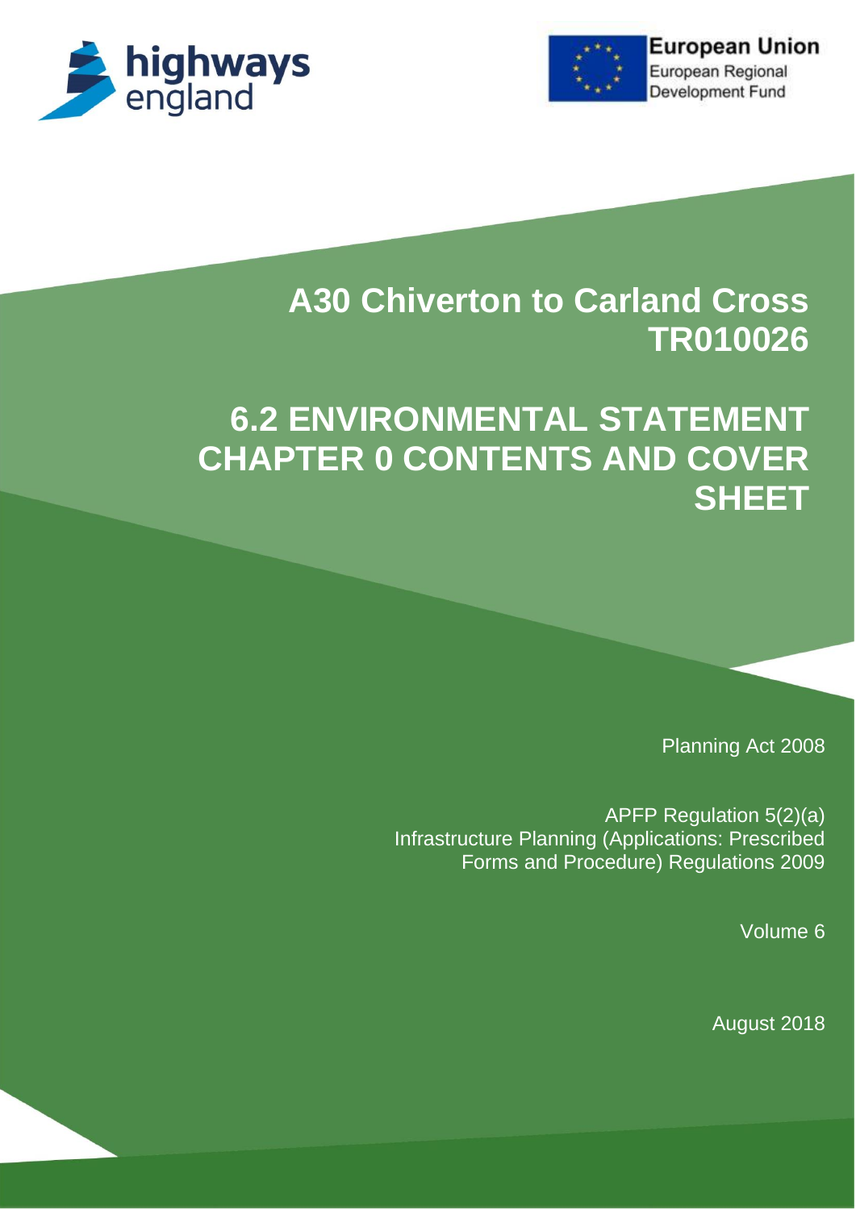highways england

European Union
European Regional Development Fund

# A30 Chiverton to Carland Cross TR010026

# 6.2 ENVIRONMENTAL STATEMENT CHAPTER 0 CONTENTS AND COVER SHEET

Planning Act 2008

APFP Regulation 5(2)(a)
Infrastructure Planning (Applications: Prescribed Forms and Procedure) Regulations 2009

Volume 6

August 2018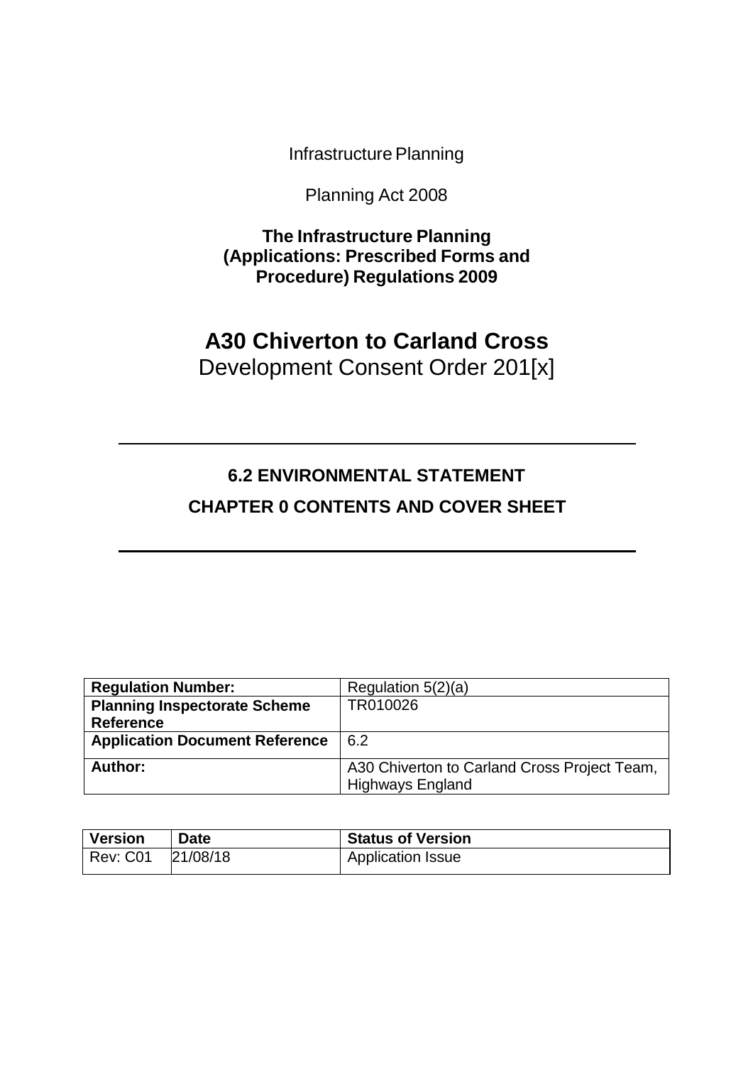Infrastructure Planning

Planning Act 2008

**The Infrastructure Planning (Applications: Prescribed Forms and Procedure) Regulations 2009**

# A30 Chiverton to Carland Cross

Development Consent Order 201[x]

---

## 6.2 ENVIRONMENTAL STATEMENT

## CHAPTER 0 CONTENTS AND COVER SHEET

---

| **Regulation Number:** | Regulation 5(2)(a) |
|---|---|
| **Planning Inspectorate Scheme Reference** | TR010026 |
| **Application Document Reference** | 6.2 |
| **Author:** | A30 Chiverton to Carland Cross Project Team, Highways England |

| **Version** | **Date** | **Status of Version** |
|---|---|---|
| Rev: C01 | 21/08/18 | Application Issue |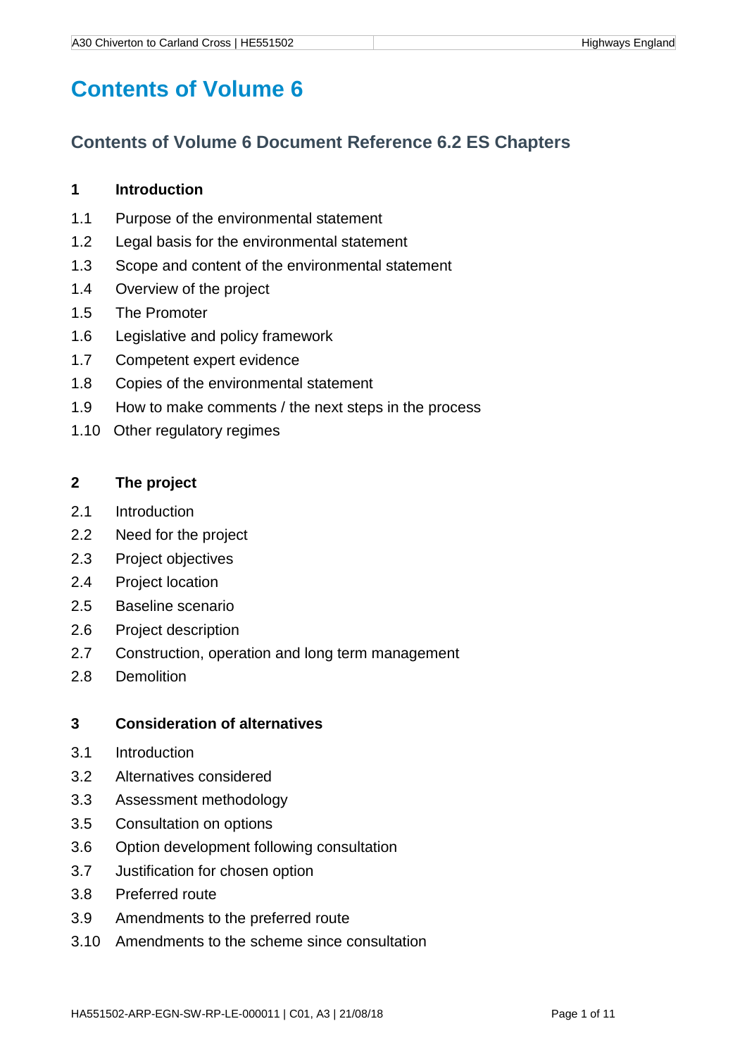# Contents of Volume 6

## Contents of Volume 6 Document Reference 6.2 ES Chapters

### 1 Introduction

1.1 Purpose of the environmental statement

1.2 Legal basis for the environmental statement

1.3 Scope and content of the environmental statement

1.4 Overview of the project

1.5 The Promoter

1.6 Legislative and policy framework

1.7 Competent expert evidence

1.8 Copies of the environmental statement

1.9 How to make comments / the next steps in the process

1.10 Other regulatory regimes

### 2 The project

2.1 Introduction

2.2 Need for the project

2.3 Project objectives

2.4 Project location

2.5 Baseline scenario

2.6 Project description

2.7 Construction, operation and long term management

2.8 Demolition

### 3 Consideration of alternatives

3.1 Introduction

3.2 Alternatives considered

3.3 Assessment methodology

3.5 Consultation on options

3.6 Option development following consultation

3.7 Justification for chosen option

3.8 Preferred route

3.9 Amendments to the preferred route

3.10 Amendments to the scheme since consultation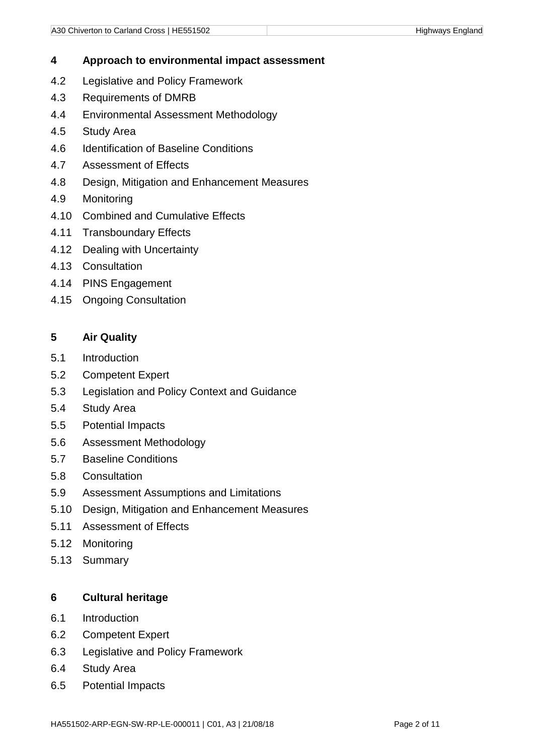## 4 Approach to environmental impact assessment

4.2 Legislative and Policy Framework

4.3 Requirements of DMRB

4.4 Environmental Assessment Methodology

4.5 Study Area

4.6 Identification of Baseline Conditions

4.7 Assessment of Effects

4.8 Design, Mitigation and Enhancement Measures

4.9 Monitoring

4.10 Combined and Cumulative Effects

4.11 Transboundary Effects

4.12 Dealing with Uncertainty

4.13 Consultation

4.14 PINS Engagement

4.15 Ongoing Consultation

## 5 Air Quality

5.1 Introduction

5.2 Competent Expert

5.3 Legislation and Policy Context and Guidance

5.4 Study Area

5.5 Potential Impacts

5.6 Assessment Methodology

5.7 Baseline Conditions

5.8 Consultation

5.9 Assessment Assumptions and Limitations

5.10 Design, Mitigation and Enhancement Measures

5.11 Assessment of Effects

5.12 Monitoring

5.13 Summary

## 6 Cultural heritage

6.1 Introduction

6.2 Competent Expert

6.3 Legislative and Policy Framework

6.4 Study Area

6.5 Potential Impacts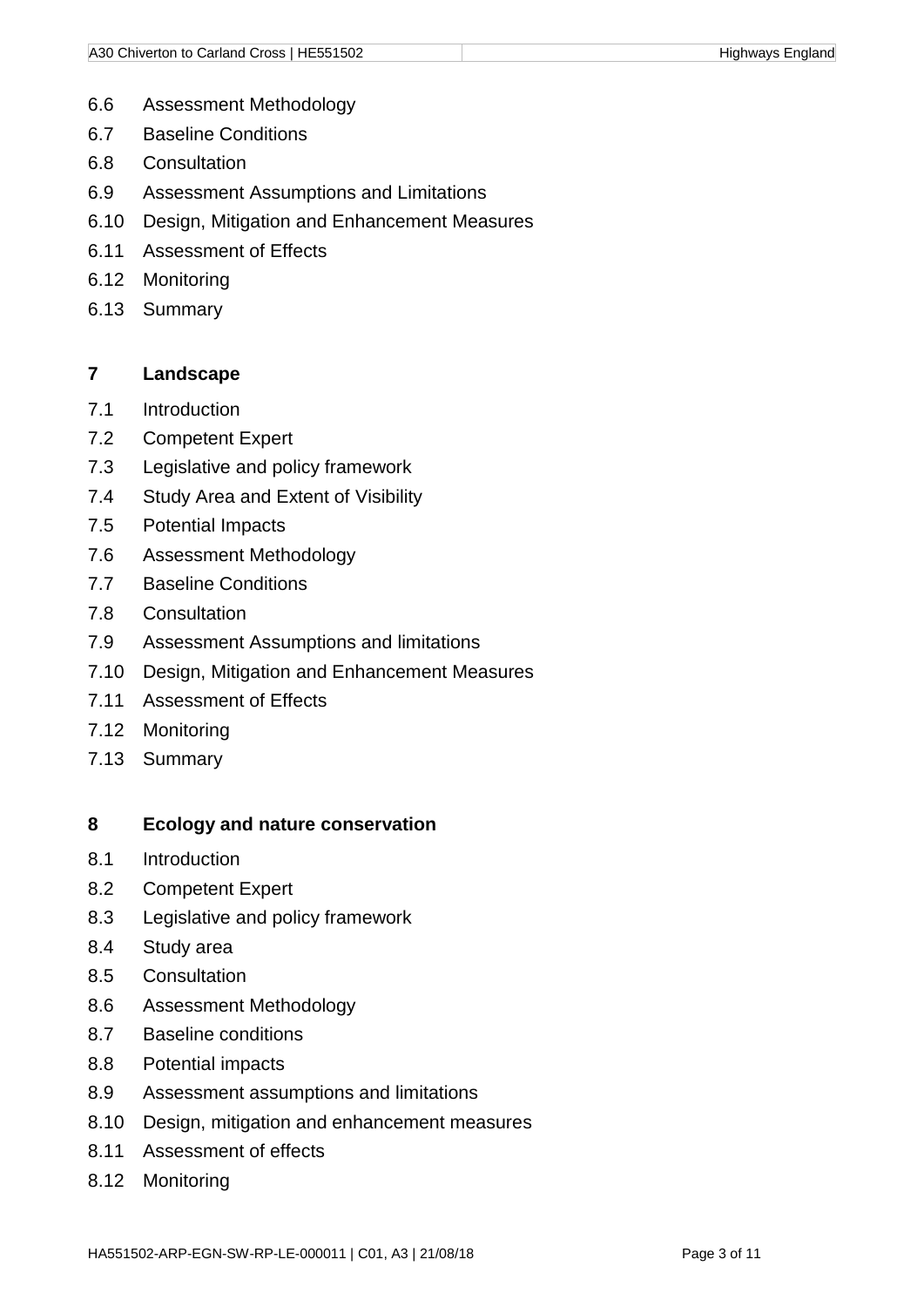6.6 Assessment Methodology

6.7 Baseline Conditions

6.8 Consultation

6.9 Assessment Assumptions and Limitations

6.10 Design, Mitigation and Enhancement Measures

6.11 Assessment of Effects

6.12 Monitoring

6.13 Summary

**7 Landscape**

7.1 Introduction

7.2 Competent Expert

7.3 Legislative and policy framework

7.4 Study Area and Extent of Visibility

7.5 Potential Impacts

7.6 Assessment Methodology

7.7 Baseline Conditions

7.8 Consultation

7.9 Assessment Assumptions and limitations

7.10 Design, Mitigation and Enhancement Measures

7.11 Assessment of Effects

7.12 Monitoring

7.13 Summary

**8 Ecology and nature conservation**

8.1 Introduction

8.2 Competent Expert

8.3 Legislative and policy framework

8.4 Study area

8.5 Consultation

8.6 Assessment Methodology

8.7 Baseline conditions

8.8 Potential impacts

8.9 Assessment assumptions and limitations

8.10 Design, mitigation and enhancement measures

8.11 Assessment of effects

8.12 Monitoring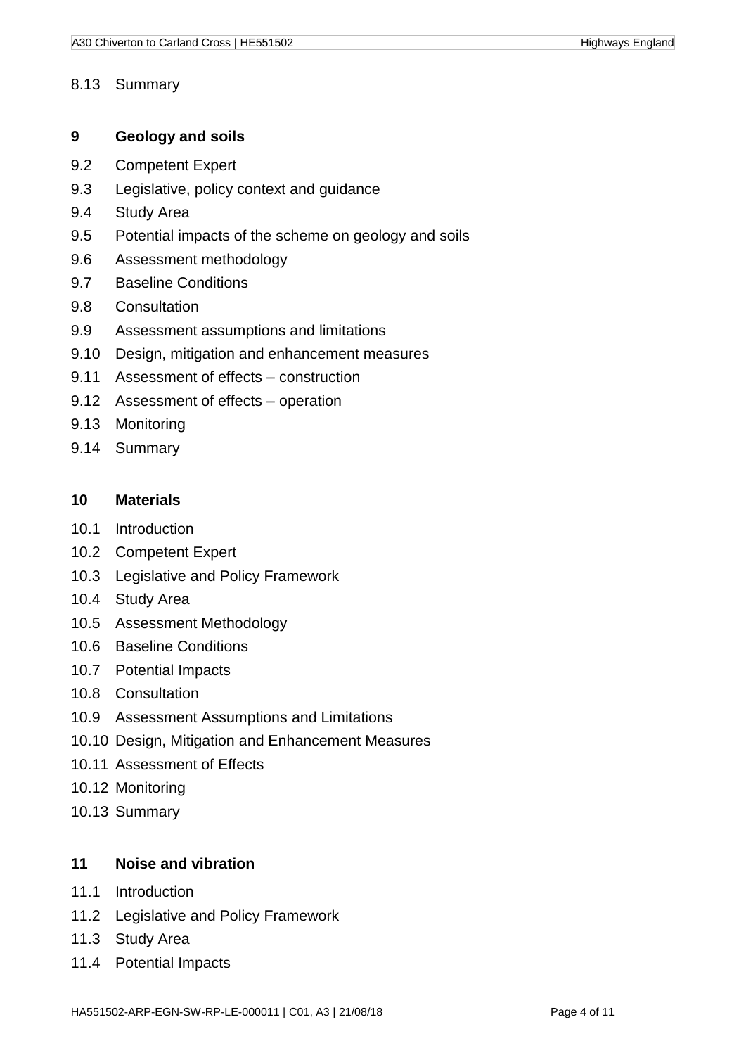8.13 Summary

**9 Geology and soils**

9.2 Competent Expert

9.3 Legislative, policy context and guidance

9.4 Study Area

9.5 Potential impacts of the scheme on geology and soils

9.6 Assessment methodology

9.7 Baseline Conditions

9.8 Consultation

9.9 Assessment assumptions and limitations

9.10 Design, mitigation and enhancement measures

9.11 Assessment of effects – construction

9.12 Assessment of effects – operation

9.13 Monitoring

9.14 Summary

**10 Materials**

10.1 Introduction

10.2 Competent Expert

10.3 Legislative and Policy Framework

10.4 Study Area

10.5 Assessment Methodology

10.6 Baseline Conditions

10.7 Potential Impacts

10.8 Consultation

10.9 Assessment Assumptions and Limitations

10.10 Design, Mitigation and Enhancement Measures

10.11 Assessment of Effects

10.12 Monitoring

10.13 Summary

**11 Noise and vibration**

11.1 Introduction

11.2 Legislative and Policy Framework

11.3 Study Area

11.4 Potential Impacts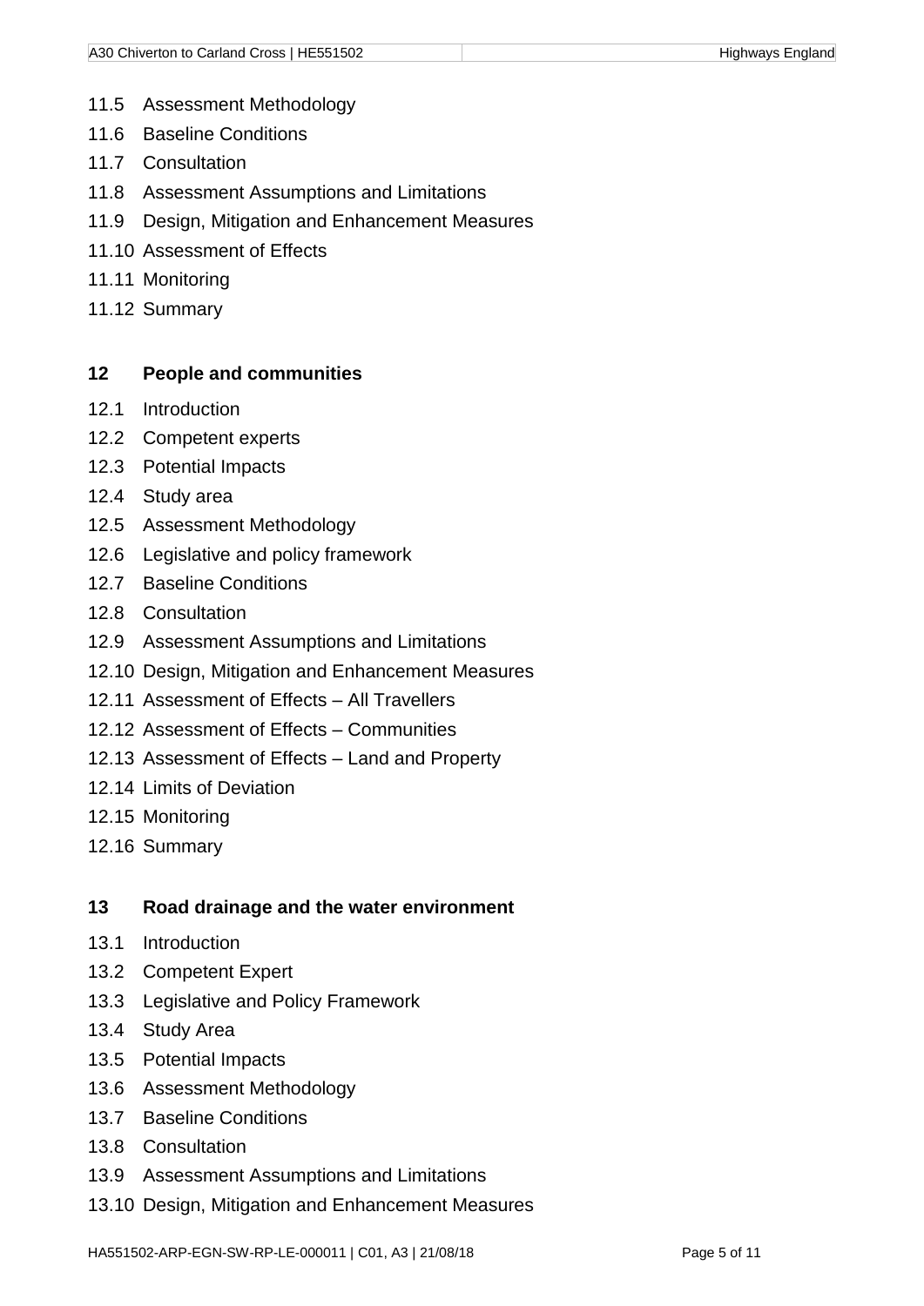11.5 Assessment Methodology

11.6 Baseline Conditions

11.7 Consultation

11.8 Assessment Assumptions and Limitations

11.9 Design, Mitigation and Enhancement Measures

11.10 Assessment of Effects

11.11 Monitoring

11.12 Summary

## 12 People and communities

12.1 Introduction

12.2 Competent experts

12.3 Potential Impacts

12.4 Study area

12.5 Assessment Methodology

12.6 Legislative and policy framework

12.7 Baseline Conditions

12.8 Consultation

12.9 Assessment Assumptions and Limitations

12.10 Design, Mitigation and Enhancement Measures

12.11 Assessment of Effects – All Travellers

12.12 Assessment of Effects – Communities

12.13 Assessment of Effects – Land and Property

12.14 Limits of Deviation

12.15 Monitoring

12.16 Summary

## 13 Road drainage and the water environment

13.1 Introduction

13.2 Competent Expert

13.3 Legislative and Policy Framework

13.4 Study Area

13.5 Potential Impacts

13.6 Assessment Methodology

13.7 Baseline Conditions

13.8 Consultation

13.9 Assessment Assumptions and Limitations

13.10 Design, Mitigation and Enhancement Measures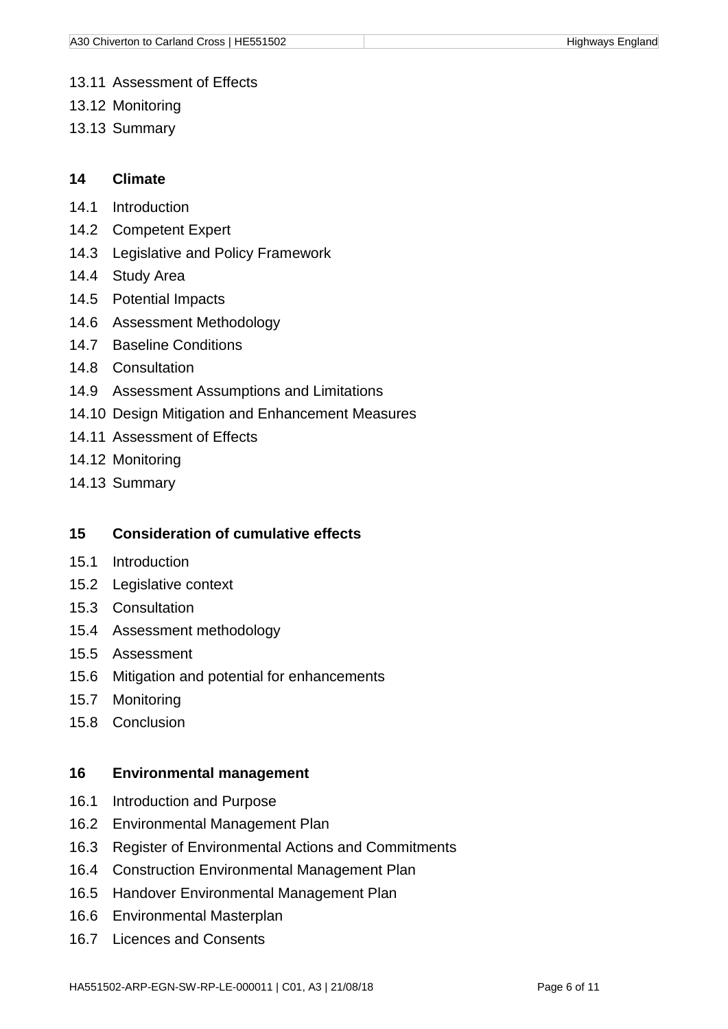13.11 Assessment of Effects

13.12 Monitoring

13.13 Summary

## 14 Climate

14.1 Introduction

14.2 Competent Expert

14.3 Legislative and Policy Framework

14.4 Study Area

14.5 Potential Impacts

14.6 Assessment Methodology

14.7 Baseline Conditions

14.8 Consultation

14.9 Assessment Assumptions and Limitations

14.10 Design Mitigation and Enhancement Measures

14.11 Assessment of Effects

14.12 Monitoring

14.13 Summary

## 15 Consideration of cumulative effects

15.1 Introduction

15.2 Legislative context

15.3 Consultation

15.4 Assessment methodology

15.5 Assessment

15.6 Mitigation and potential for enhancements

15.7 Monitoring

15.8 Conclusion

## 16 Environmental management

16.1 Introduction and Purpose

16.2 Environmental Management Plan

16.3 Register of Environmental Actions and Commitments

16.4 Construction Environmental Management Plan

16.5 Handover Environmental Management Plan

16.6 Environmental Masterplan

16.7 Licences and Consents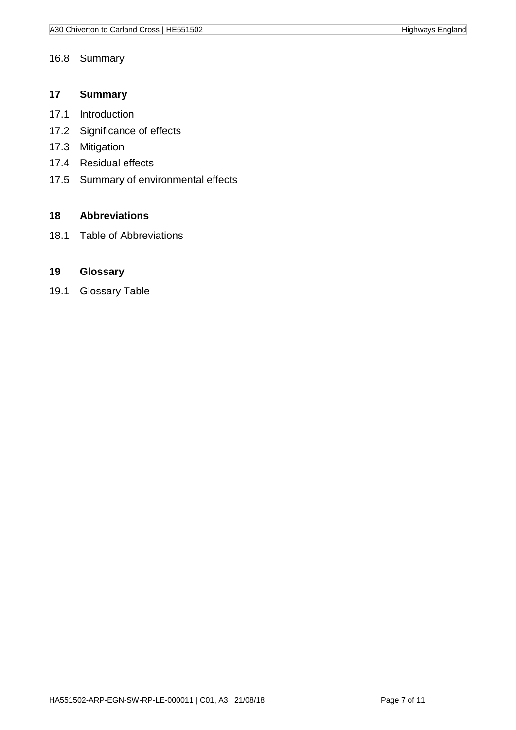16.8 Summary

## 17 Summary

17.1 Introduction

17.2 Significance of effects

17.3 Mitigation

17.4 Residual effects

17.5 Summary of environmental effects

## 18 Abbreviations

18.1 Table of Abbreviations

## 19 Glossary

19.1 Glossary Table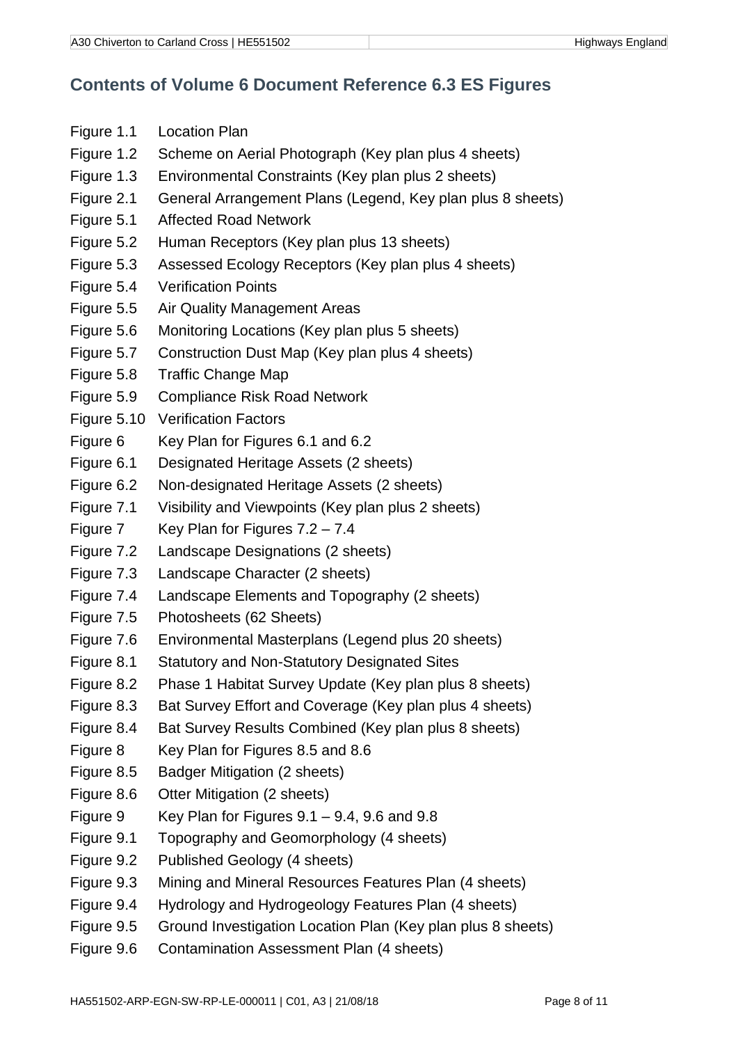## Contents of Volume 6 Document Reference 6.3 ES Figures

| | |
|---|---|
| Figure 1.1 | Location Plan |
| Figure 1.2 | Scheme on Aerial Photograph (Key plan plus 4 sheets) |
| Figure 1.3 | Environmental Constraints (Key plan plus 2 sheets) |
| Figure 2.1 | General Arrangement Plans (Legend, Key plan plus 8 sheets) |
| Figure 5.1 | Affected Road Network |
| Figure 5.2 | Human Receptors (Key plan plus 13 sheets) |
| Figure 5.3 | Assessed Ecology Receptors (Key plan plus 4 sheets) |
| Figure 5.4 | Verification Points |
| Figure 5.5 | Air Quality Management Areas |
| Figure 5.6 | Monitoring Locations (Key plan plus 5 sheets) |
| Figure 5.7 | Construction Dust Map (Key plan plus 4 sheets) |
| Figure 5.8 | Traffic Change Map |
| Figure 5.9 | Compliance Risk Road Network |
| Figure 5.10 | Verification Factors |
| Figure 6 | Key Plan for Figures 6.1 and 6.2 |
| Figure 6.1 | Designated Heritage Assets (2 sheets) |
| Figure 6.2 | Non-designated Heritage Assets (2 sheets) |
| Figure 7.1 | Visibility and Viewpoints (Key plan plus 2 sheets) |
| Figure 7 | Key Plan for Figures 7.2 – 7.4 |
| Figure 7.2 | Landscape Designations (2 sheets) |
| Figure 7.3 | Landscape Character (2 sheets) |
| Figure 7.4 | Landscape Elements and Topography (2 sheets) |
| Figure 7.5 | Photosheets (62 Sheets) |
| Figure 7.6 | Environmental Masterplans (Legend plus 20 sheets) |
| Figure 8.1 | Statutory and Non-Statutory Designated Sites |
| Figure 8.2 | Phase 1 Habitat Survey Update (Key plan plus 8 sheets) |
| Figure 8.3 | Bat Survey Effort and Coverage (Key plan plus 4 sheets) |
| Figure 8.4 | Bat Survey Results Combined (Key plan plus 8 sheets) |
| Figure 8 | Key Plan for Figures 8.5 and 8.6 |
| Figure 8.5 | Badger Mitigation (2 sheets) |
| Figure 8.6 | Otter Mitigation (2 sheets) |
| Figure 9 | Key Plan for Figures 9.1 – 9.4, 9.6 and 9.8 |
| Figure 9.1 | Topography and Geomorphology (4 sheets) |
| Figure 9.2 | Published Geology (4 sheets) |
| Figure 9.3 | Mining and Mineral Resources Features Plan (4 sheets) |
| Figure 9.4 | Hydrology and Hydrogeology Features Plan (4 sheets) |
| Figure 9.5 | Ground Investigation Location Plan (Key plan plus 8 sheets) |
| Figure 9.6 | Contamination Assessment Plan (4 sheets) |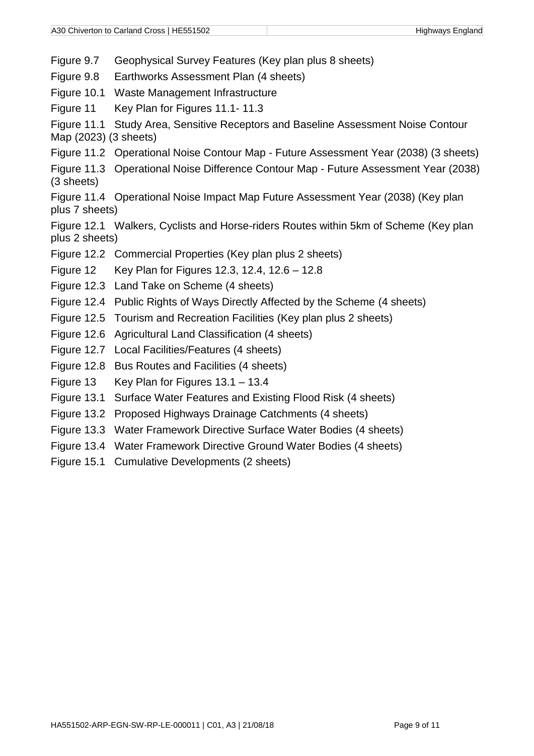Figure 9.7 Geophysical Survey Features (Key plan plus 8 sheets)

Figure 9.8 Earthworks Assessment Plan (4 sheets)

Figure 10.1 Waste Management Infrastructure

Figure 11 Key Plan for Figures 11.1- 11.3

Figure 11.1 Study Area, Sensitive Receptors and Baseline Assessment Noise Contour Map (2023) (3 sheets)

Figure 11.2 Operational Noise Contour Map - Future Assessment Year (2038) (3 sheets)

Figure 11.3 Operational Noise Difference Contour Map - Future Assessment Year (2038) (3 sheets)

Figure 11.4 Operational Noise Impact Map Future Assessment Year (2038) (Key plan plus 7 sheets)

Figure 12.1 Walkers, Cyclists and Horse-riders Routes within 5km of Scheme (Key plan plus 2 sheets)

Figure 12.2 Commercial Properties (Key plan plus 2 sheets)

Figure 12 Key Plan for Figures 12.3, 12.4, 12.6 – 12.8

Figure 12.3 Land Take on Scheme (4 sheets)

Figure 12.4 Public Rights of Ways Directly Affected by the Scheme (4 sheets)

Figure 12.5 Tourism and Recreation Facilities (Key plan plus 2 sheets)

Figure 12.6 Agricultural Land Classification (4 sheets)

Figure 12.7 Local Facilities/Features (4 sheets)

Figure 12.8 Bus Routes and Facilities (4 sheets)

Figure 13 Key Plan for Figures 13.1 – 13.4

Figure 13.1 Surface Water Features and Existing Flood Risk (4 sheets)

Figure 13.2 Proposed Highways Drainage Catchments (4 sheets)

Figure 13.3 Water Framework Directive Surface Water Bodies (4 sheets)

Figure 13.4 Water Framework Directive Ground Water Bodies (4 sheets)

Figure 15.1 Cumulative Developments (2 sheets)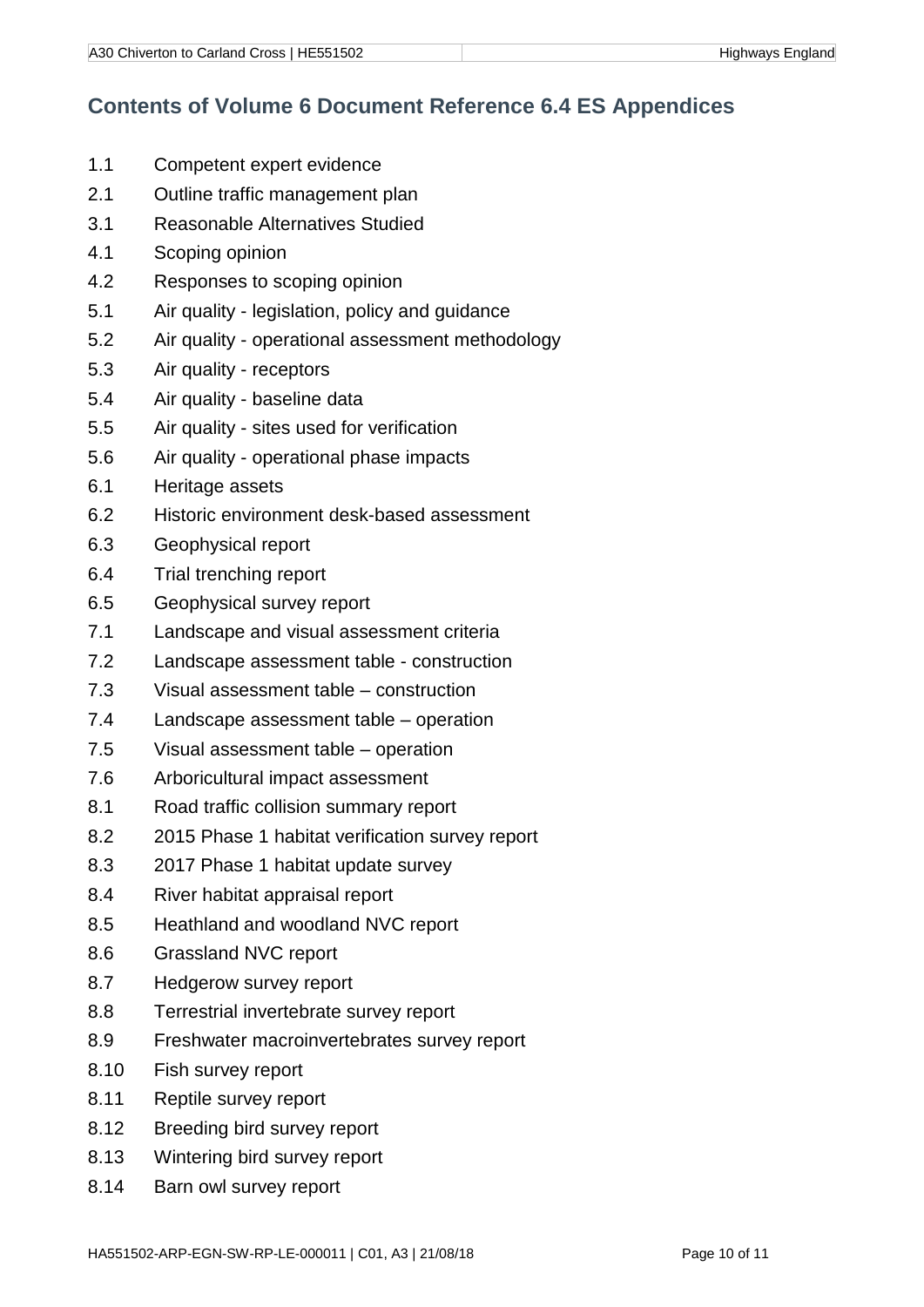## Contents of Volume 6 Document Reference 6.4 ES Appendices

| | |
|---|---|
| 1.1 | Competent expert evidence |
| 2.1 | Outline traffic management plan |
| 3.1 | Reasonable Alternatives Studied |
| 4.1 | Scoping opinion |
| 4.2 | Responses to scoping opinion |
| 5.1 | Air quality - legislation, policy and guidance |
| 5.2 | Air quality - operational assessment methodology |
| 5.3 | Air quality - receptors |
| 5.4 | Air quality - baseline data |
| 5.5 | Air quality - sites used for verification |
| 5.6 | Air quality - operational phase impacts |
| 6.1 | Heritage assets |
| 6.2 | Historic environment desk-based assessment |
| 6.3 | Geophysical report |
| 6.4 | Trial trenching report |
| 6.5 | Geophysical survey report |
| 7.1 | Landscape and visual assessment criteria |
| 7.2 | Landscape assessment table - construction |
| 7.3 | Visual assessment table – construction |
| 7.4 | Landscape assessment table – operation |
| 7.5 | Visual assessment table – operation |
| 7.6 | Arboricultural impact assessment |
| 8.1 | Road traffic collision summary report |
| 8.2 | 2015 Phase 1 habitat verification survey report |
| 8.3 | 2017 Phase 1 habitat update survey |
| 8.4 | River habitat appraisal report |
| 8.5 | Heathland and woodland NVC report |
| 8.6 | Grassland NVC report |
| 8.7 | Hedgerow survey report |
| 8.8 | Terrestrial invertebrate survey report |
| 8.9 | Freshwater macroinvertebrates survey report |
| 8.10 | Fish survey report |
| 8.11 | Reptile survey report |
| 8.12 | Breeding bird survey report |
| 8.13 | Wintering bird survey report |
| 8.14 | Barn owl survey report |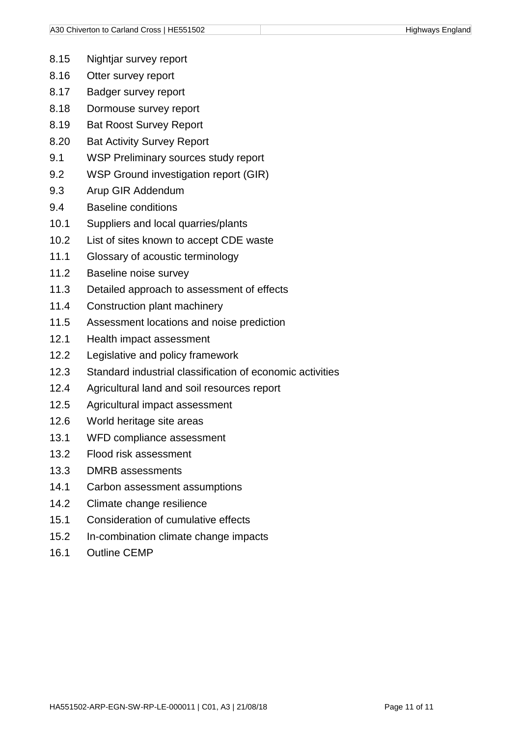8.15 Nightjar survey report

8.16 Otter survey report

8.17 Badger survey report

8.18 Dormouse survey report

8.19 Bat Roost Survey Report

8.20 Bat Activity Survey Report

9.1 WSP Preliminary sources study report

9.2 WSP Ground investigation report (GIR)

9.3 Arup GIR Addendum

9.4 Baseline conditions

10.1 Suppliers and local quarries/plants

10.2 List of sites known to accept CDE waste

11.1 Glossary of acoustic terminology

11.2 Baseline noise survey

11.3 Detailed approach to assessment of effects

11.4 Construction plant machinery

11.5 Assessment locations and noise prediction

12.1 Health impact assessment

12.2 Legislative and policy framework

12.3 Standard industrial classification of economic activities

12.4 Agricultural land and soil resources report

12.5 Agricultural impact assessment

12.6 World heritage site areas

13.1 WFD compliance assessment

13.2 Flood risk assessment

13.3 DMRB assessments

14.1 Carbon assessment assumptions

14.2 Climate change resilience

15.1 Consideration of cumulative effects

15.2 In-combination climate change impacts

16.1 Outline CEMP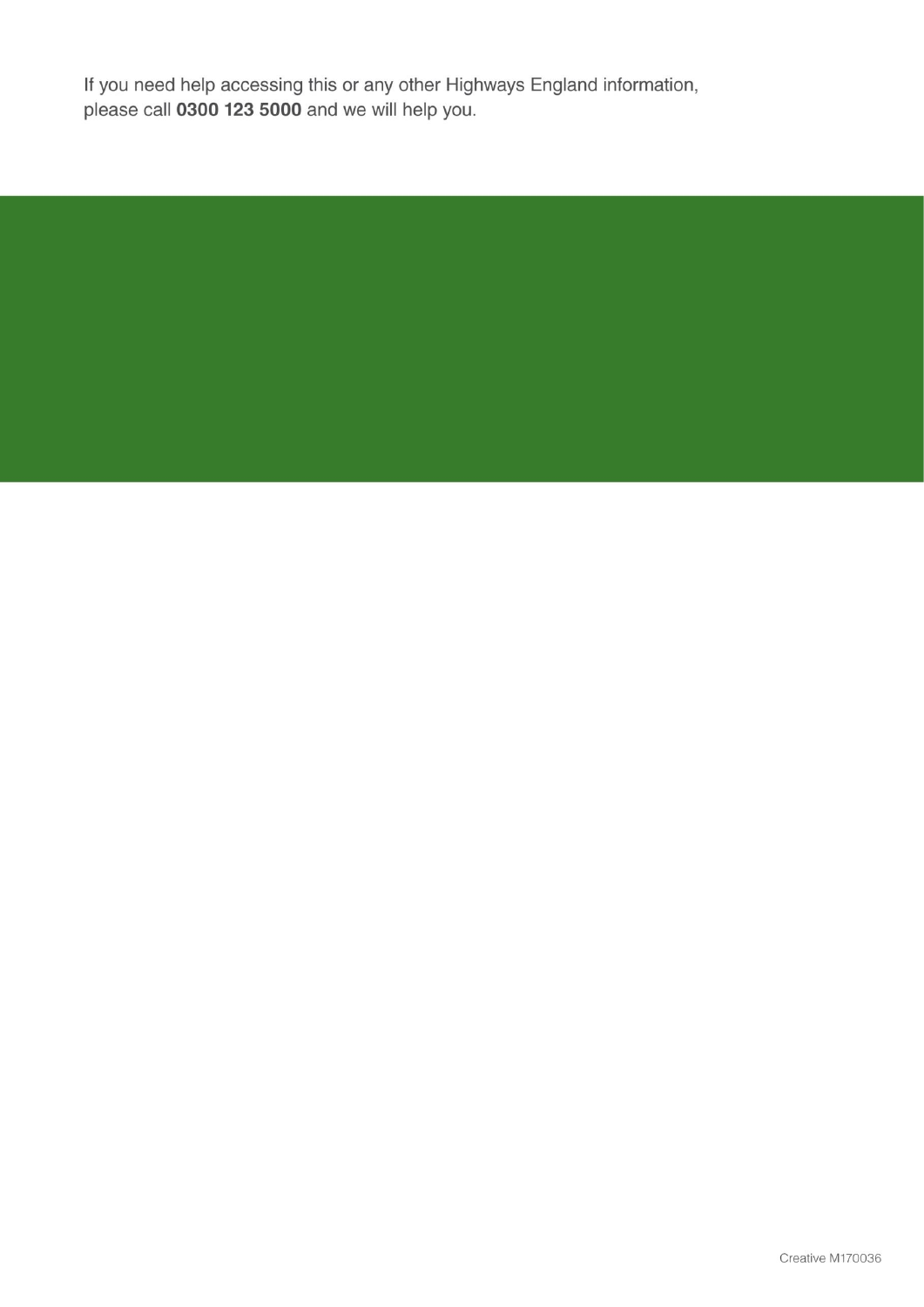If you need help accessing this or any other Highways England information, please call **0300 123 5000** and we will help you.

Creative M170036